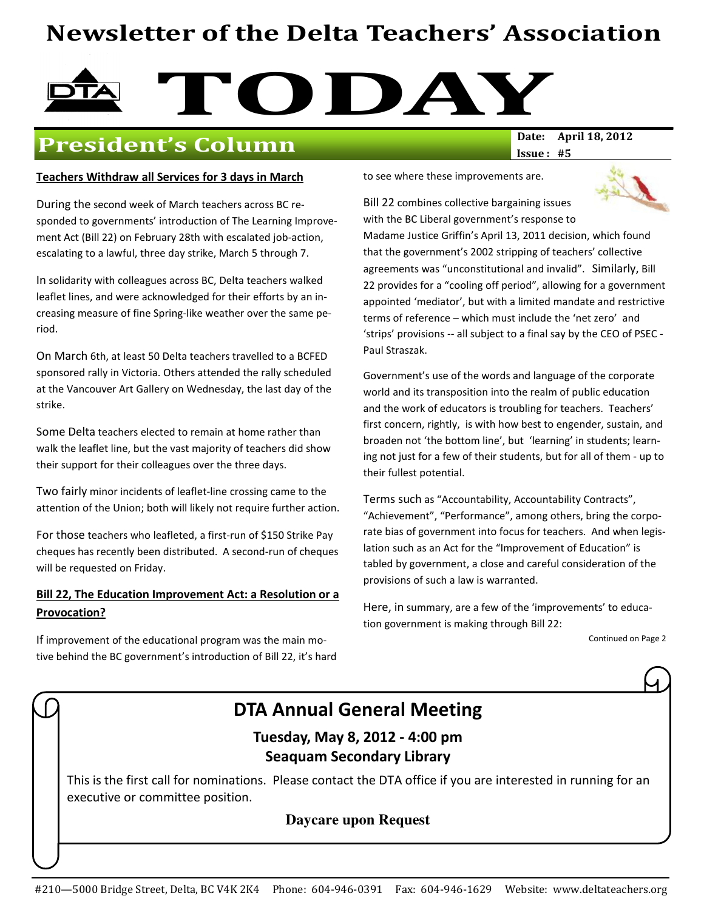# Newsletter of the Delta Teachers' Association

# TODAY

## President's Column

**Date:** April 18, 2012
**Issue :** #5

**Teachers Withdraw all Services for 3 days in March**

During the second week of March teachers across BC responded to governments' introduction of The Learning Improvement Act (Bill 22) on February 28th with escalated job-action, escalating to a lawful, three day strike, March 5 through 7.

In solidarity with colleagues across BC, Delta teachers walked leaflet lines, and were acknowledged for their efforts by an increasing measure of fine Spring-like weather over the same period.

On March 6th, at least 50 Delta teachers travelled to a BCFED sponsored rally in Victoria. Others attended the rally scheduled at the Vancouver Art Gallery on Wednesday, the last day of the strike.

Some Delta teachers elected to remain at home rather than walk the leaflet line, but the vast majority of teachers did show their support for their colleagues over the three days.

Two fairly minor incidents of leaflet-line crossing came to the attention of the Union; both will likely not require further action.

For those teachers who leafleted, a first-run of $150 Strike Pay cheques has recently been distributed. A second-run of cheques will be requested on Friday.

**Bill 22, The Education Improvement Act: a Resolution or a Provocation?**

If improvement of the educational program was the main motive behind the BC government's introduction of Bill 22, it's hard to see where these improvements are.

Bill 22 combines collective bargaining issues with the BC Liberal government's response to Madame Justice Griffin's April 13, 2011 decision, which found that the government's 2002 stripping of teachers' collective agreements was "unconstitutional and invalid". Similarly, Bill 22 provides for a "cooling off period", allowing for a government appointed 'mediator', but with a limited mandate and restrictive terms of reference – which must include the 'net zero' and 'strips' provisions -- all subject to a final say by the CEO of PSEC - Paul Straszak.

Government's use of the words and language of the corporate world and its transposition into the realm of public education and the work of educators is troubling for teachers. Teachers' first concern, rightly, is with how best to engender, sustain, and broaden not 'the bottom line', but 'learning' in students; learning not just for a few of their students, but for all of them - up to their fullest potential.

Terms such as "Accountability, Accountability Contracts", "Achievement", "Performance", among others, bring the corporate bias of government into focus for teachers. And when legislation such as an Act for the "Improvement of Education" is tabled by government, a close and careful consideration of the provisions of such a law is warranted.

Here, in summary, are a few of the 'improvements' to education government is making through Bill 22:

Continued on Page 2

## DTA Annual General Meeting

**Tuesday, May 8, 2012 - 4:00 pm**
**Seaquam Secondary Library**

This is the first call for nominations. Please contact the DTA office if you are interested in running for an executive or committee position.

**Daycare upon Request**

#210—5000 Bridge Street, Delta, BC V4K 2K4 Phone: 604-946-0391 Fax: 604-946-1629 Website: www.deltateachers.org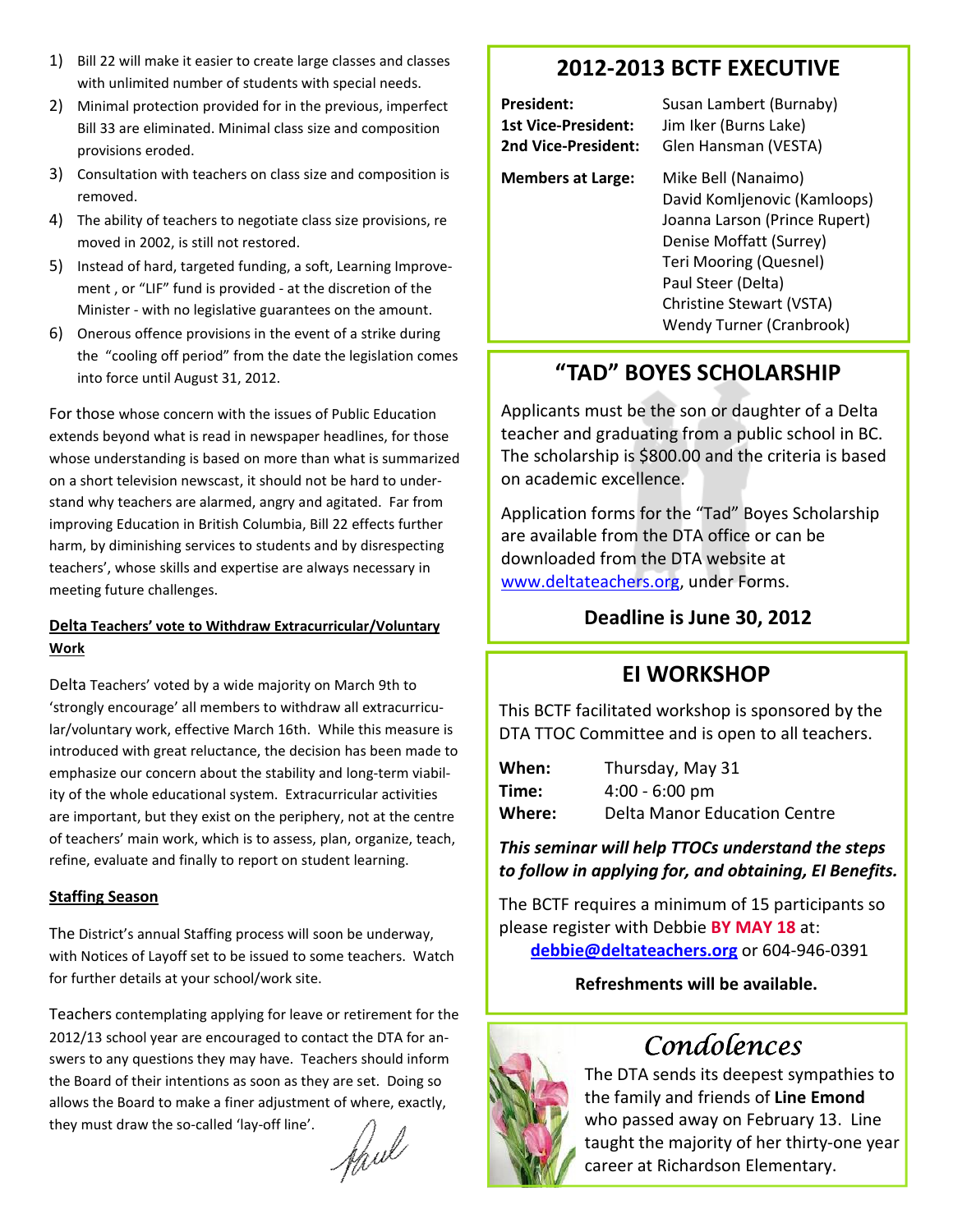1) Bill 22 will make it easier to create large classes and classes with unlimited number of students with special needs.
2) Minimal protection provided for in the previous, imperfect Bill 33 are eliminated. Minimal class size and composition provisions eroded.
3) Consultation with teachers on class size and composition is removed.
4) The ability of teachers to negotiate class size provisions, re moved in 2002, is still not restored.
5) Instead of hard, targeted funding, a soft, Learning Improvement , or "LIF" fund is provided - at the discretion of the Minister - with no legislative guarantees on the amount.
6) Onerous offence provisions in the event of a strike during the "cooling off period" from the date the legislation comes into force until August 31, 2012.

For those whose concern with the issues of Public Education extends beyond what is read in newspaper headlines, for those whose understanding is based on more than what is summarized on a short television newscast, it should not be hard to understand why teachers are alarmed, angry and agitated. Far from improving Education in British Columbia, Bill 22 effects further harm, by diminishing services to students and by disrespecting teachers', whose skills and expertise are always necessary in meeting future challenges.

**Delta Teachers' vote to Withdraw Extracurricular/Voluntary Work**

Delta Teachers' voted by a wide majority on March 9th to 'strongly encourage' all members to withdraw all extracurricular/voluntary work, effective March 16th. While this measure is introduced with great reluctance, the decision has been made to emphasize our concern about the stability and long-term viability of the whole educational system. Extracurricular activities are important, but they exist on the periphery, not at the centre of teachers' main work, which is to assess, plan, organize, teach, refine, evaluate and finally to report on student learning.

**Staffing Season**

The District's annual Staffing process will soon be underway, with Notices of Layoff set to be issued to some teachers. Watch for further details at your school/work site.

Teachers contemplating applying for leave or retirement for the 2012/13 school year are encouraged to contact the DTA for answers to any questions they may have. Teachers should inform the Board of their intentions as soon as they are set. Doing so allows the Board to make a finer adjustment of where, exactly, they must draw the so-called 'lay-off line'.

*Paul*

## 2012-2013 BCTF EXECUTIVE

| | |
|---|---|
| **President:** | Susan Lambert (Burnaby) |
| **1st Vice-President:** | Jim Iker (Burns Lake) |
| **2nd Vice-President:** | Glen Hansman (VESTA) |
| **Members at Large:** | Mike Bell (Nanaimo) |
| | David Komljenovic (Kamloops) |
| | Joanna Larson (Prince Rupert) |
| | Denise Moffatt (Surrey) |
| | Teri Mooring (Quesnel) |
| | Paul Steer (Delta) |
| | Christine Stewart (VSTA) |
| | Wendy Turner (Cranbrook) |

## "TAD" BOYES SCHOLARSHIP

Applicants must be the son or daughter of a Delta teacher and graduating from a public school in BC. The scholarship is $800.00 and the criteria is based on academic excellence.

Application forms for the "Tad" Boyes Scholarship are available from the DTA office or can be downloaded from the DTA website at www.deltateachers.org, under Forms.

**Deadline is June 30, 2012**

## EI WORKSHOP

This BCTF facilitated workshop is sponsored by the DTA TTOC Committee and is open to all teachers.

| | |
|---|---|
| **When:** | Thursday, May 31 |
| **Time:** | 4:00 - 6:00 pm |
| **Where:** | Delta Manor Education Centre |

***This seminar will help TTOCs understand the steps to follow in applying for, and obtaining, EI Benefits.***

The BCTF requires a minimum of 15 participants so please register with Debbie **BY MAY 18** at: **debbie@deltateachers.org** or 604-946-0391

**Refreshments will be available.**

## *Condolences*

The DTA sends its deepest sympathies to the family and friends of **Line Emond** who passed away on February 13. Line taught the majority of her thirty-one year career at Richardson Elementary.